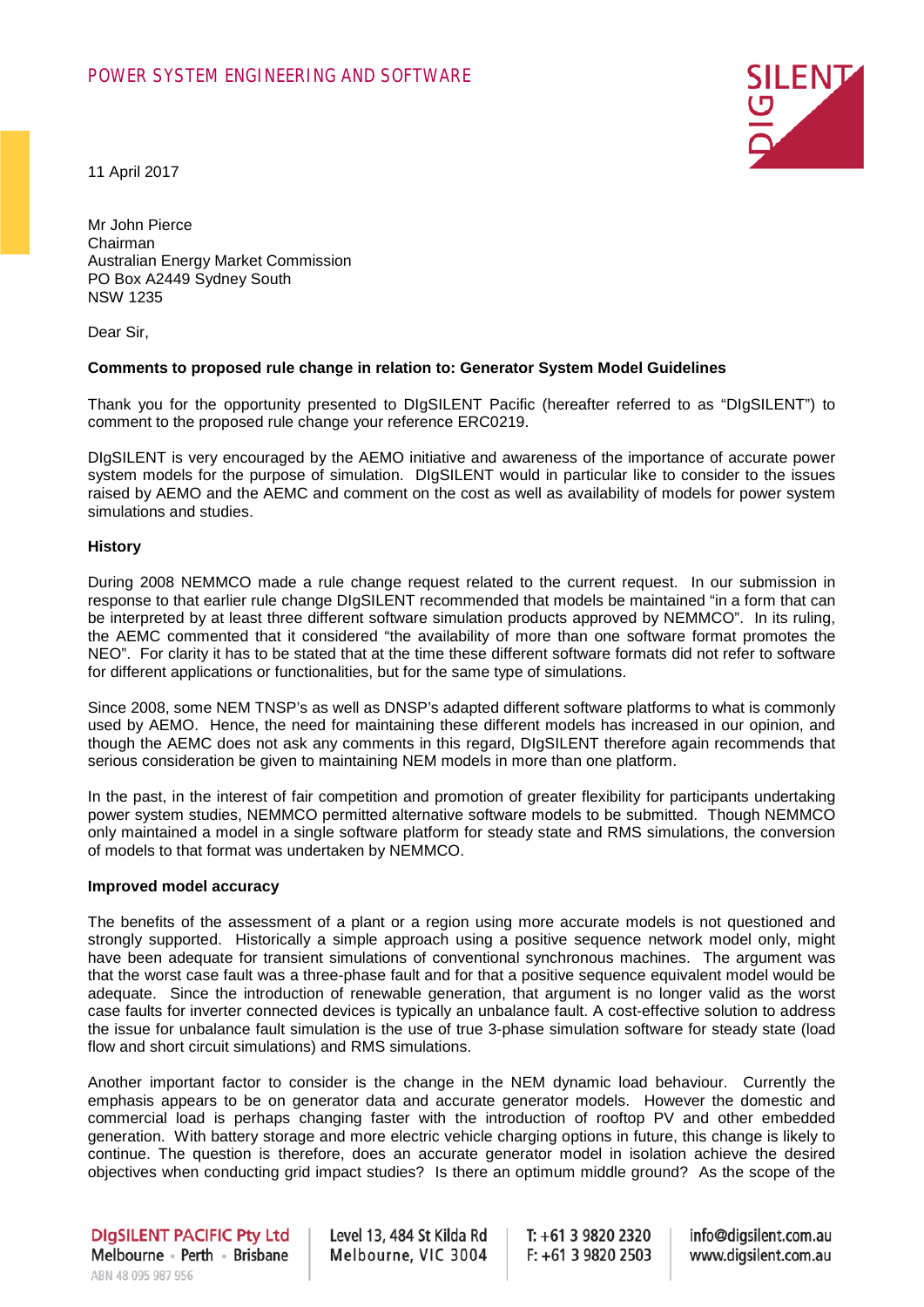POWER SYSTEM ENGINEERING AND SOFTWARE

11 April 2017

Mr John Pierce
Chairman
Australian Energy Market Commission
PO Box A2449 Sydney South
NSW 1235

Dear Sir,

**Comments to proposed rule change in relation to: Generator System Model Guidelines**

Thank you for the opportunity presented to DIgSILENT Pacific (hereafter referred to as "DIgSILENT") to comment to the proposed rule change your reference ERC0219.

DIgSILENT is very encouraged by the AEMO initiative and awareness of the importance of accurate power system models for the purpose of simulation. DIgSILENT would in particular like to consider to the issues raised by AEMO and the AEMC and comment on the cost as well as availability of models for power system simulations and studies.

**History**

During 2008 NEMMCO made a rule change request related to the current request. In our submission in response to that earlier rule change DIgSILENT recommended that models be maintained "in a form that can be interpreted by at least three different software simulation products approved by NEMMCO". In its ruling, the AEMC commented that it considered "the availability of more than one software format promotes the NEO". For clarity it has to be stated that at the time these different software formats did not refer to software for different applications or functionalities, but for the same type of simulations.

Since 2008, some NEM TNSP's as well as DNSP's adapted different software platforms to what is commonly used by AEMO. Hence, the need for maintaining these different models has increased in our opinion, and though the AEMC does not ask any comments in this regard, DIgSILENT therefore again recommends that serious consideration be given to maintaining NEM models in more than one platform.

In the past, in the interest of fair competition and promotion of greater flexibility for participants undertaking power system studies, NEMMCO permitted alternative software models to be submitted. Though NEMMCO only maintained a model in a single software platform for steady state and RMS simulations, the conversion of models to that format was undertaken by NEMMCO.

**Improved model accuracy**

The benefits of the assessment of a plant or a region using more accurate models is not questioned and strongly supported. Historically a simple approach using a positive sequence network model only, might have been adequate for transient simulations of conventional synchronous machines. The argument was that the worst case fault was a three-phase fault and for that a positive sequence equivalent model would be adequate. Since the introduction of renewable generation, that argument is no longer valid as the worst case faults for inverter connected devices is typically an unbalance fault. A cost-effective solution to address the issue for unbalance fault simulation is the use of true 3-phase simulation software for steady state (load flow and short circuit simulations) and RMS simulations.

Another important factor to consider is the change in the NEM dynamic load behaviour. Currently the emphasis appears to be on generator data and accurate generator models. However the domestic and commercial load is perhaps changing faster with the introduction of rooftop PV and other embedded generation. With battery storage and more electric vehicle charging options in future, this change is likely to continue. The question is therefore, does an accurate generator model in isolation achieve the desired objectives when conducting grid impact studies? Is there an optimum middle ground? As the scope of the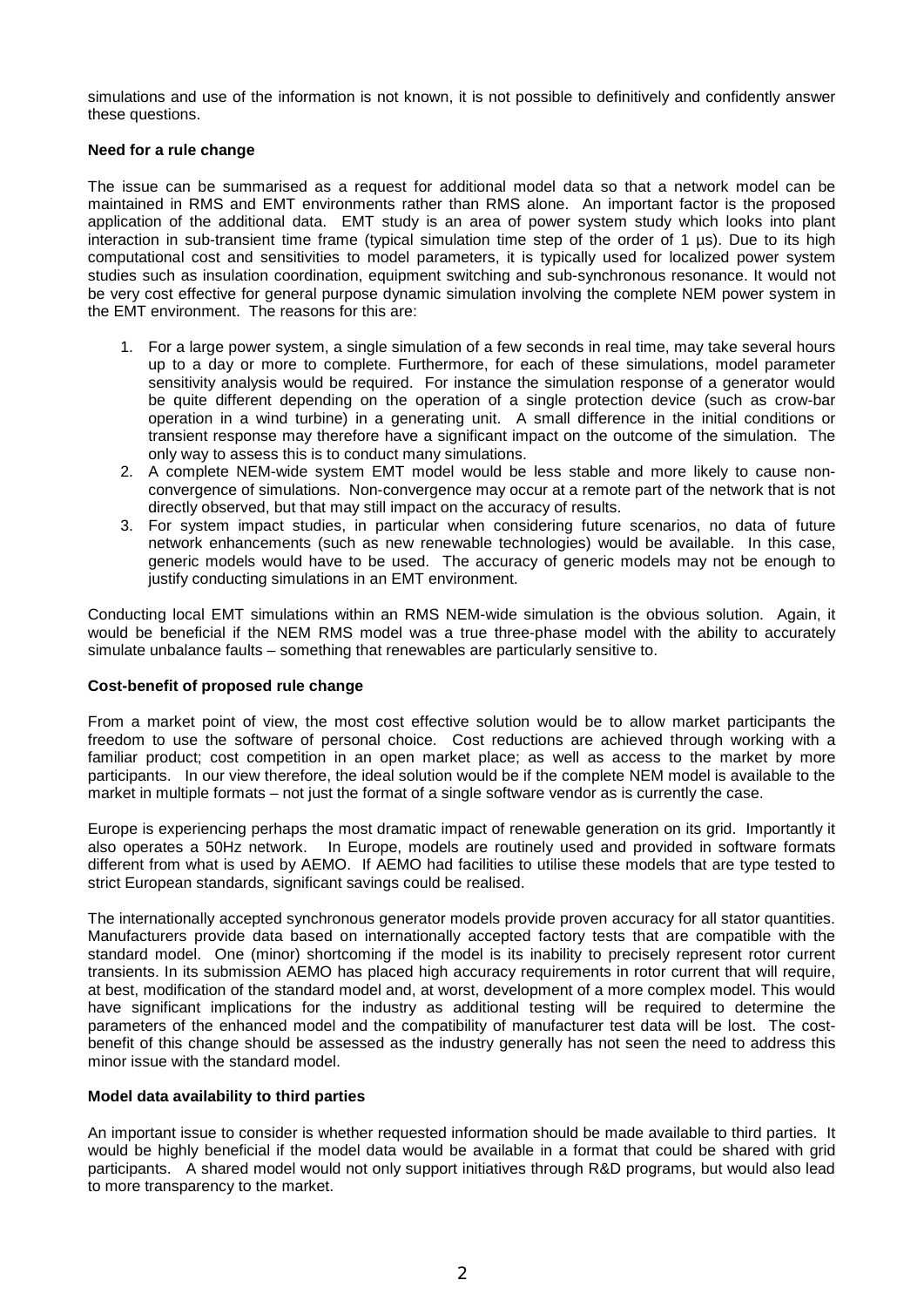simulations and use of the information is not known, it is not possible to definitively and confidently answer these questions.

**Need for a rule change**

The issue can be summarised as a request for additional model data so that a network model can be maintained in RMS and EMT environments rather than RMS alone. An important factor is the proposed application of the additional data. EMT study is an area of power system study which looks into plant interaction in sub-transient time frame (typical simulation time step of the order of 1 µs). Due to its high computational cost and sensitivities to model parameters, it is typically used for localized power system studies such as insulation coordination, equipment switching and sub-synchronous resonance. It would not be very cost effective for general purpose dynamic simulation involving the complete NEM power system in the EMT environment. The reasons for this are:

1. For a large power system, a single simulation of a few seconds in real time, may take several hours up to a day or more to complete. Furthermore, for each of these simulations, model parameter sensitivity analysis would be required. For instance the simulation response of a generator would be quite different depending on the operation of a single protection device (such as crow-bar operation in a wind turbine) in a generating unit. A small difference in the initial conditions or transient response may therefore have a significant impact on the outcome of the simulation. The only way to assess this is to conduct many simulations.
2. A complete NEM-wide system EMT model would be less stable and more likely to cause non-convergence of simulations. Non-convergence may occur at a remote part of the network that is not directly observed, but that may still impact on the accuracy of results.
3. For system impact studies, in particular when considering future scenarios, no data of future network enhancements (such as new renewable technologies) would be available. In this case, generic models would have to be used. The accuracy of generic models may not be enough to justify conducting simulations in an EMT environment.

Conducting local EMT simulations within an RMS NEM-wide simulation is the obvious solution. Again, it would be beneficial if the NEM RMS model was a true three-phase model with the ability to accurately simulate unbalance faults – something that renewables are particularly sensitive to.

**Cost-benefit of proposed rule change**

From a market point of view, the most cost effective solution would be to allow market participants the freedom to use the software of personal choice. Cost reductions are achieved through working with a familiar product; cost competition in an open market place; as well as access to the market by more participants. In our view therefore, the ideal solution would be if the complete NEM model is available to the market in multiple formats – not just the format of a single software vendor as is currently the case.

Europe is experiencing perhaps the most dramatic impact of renewable generation on its grid. Importantly it also operates a 50Hz network. In Europe, models are routinely used and provided in software formats different from what is used by AEMO. If AEMO had facilities to utilise these models that are type tested to strict European standards, significant savings could be realised.

The internationally accepted synchronous generator models provide proven accuracy for all stator quantities. Manufacturers provide data based on internationally accepted factory tests that are compatible with the standard model. One (minor) shortcoming if the model is its inability to precisely represent rotor current transients. In its submission AEMO has placed high accuracy requirements in rotor current that will require, at best, modification of the standard model and, at worst, development of a more complex model. This would have significant implications for the industry as additional testing will be required to determine the parameters of the enhanced model and the compatibility of manufacturer test data will be lost. The cost-benefit of this change should be assessed as the industry generally has not seen the need to address this minor issue with the standard model.

**Model data availability to third parties**

An important issue to consider is whether requested information should be made available to third parties. It would be highly beneficial if the model data would be available in a format that could be shared with grid participants. A shared model would not only support initiatives through R&D programs, but would also lead to more transparency to the market.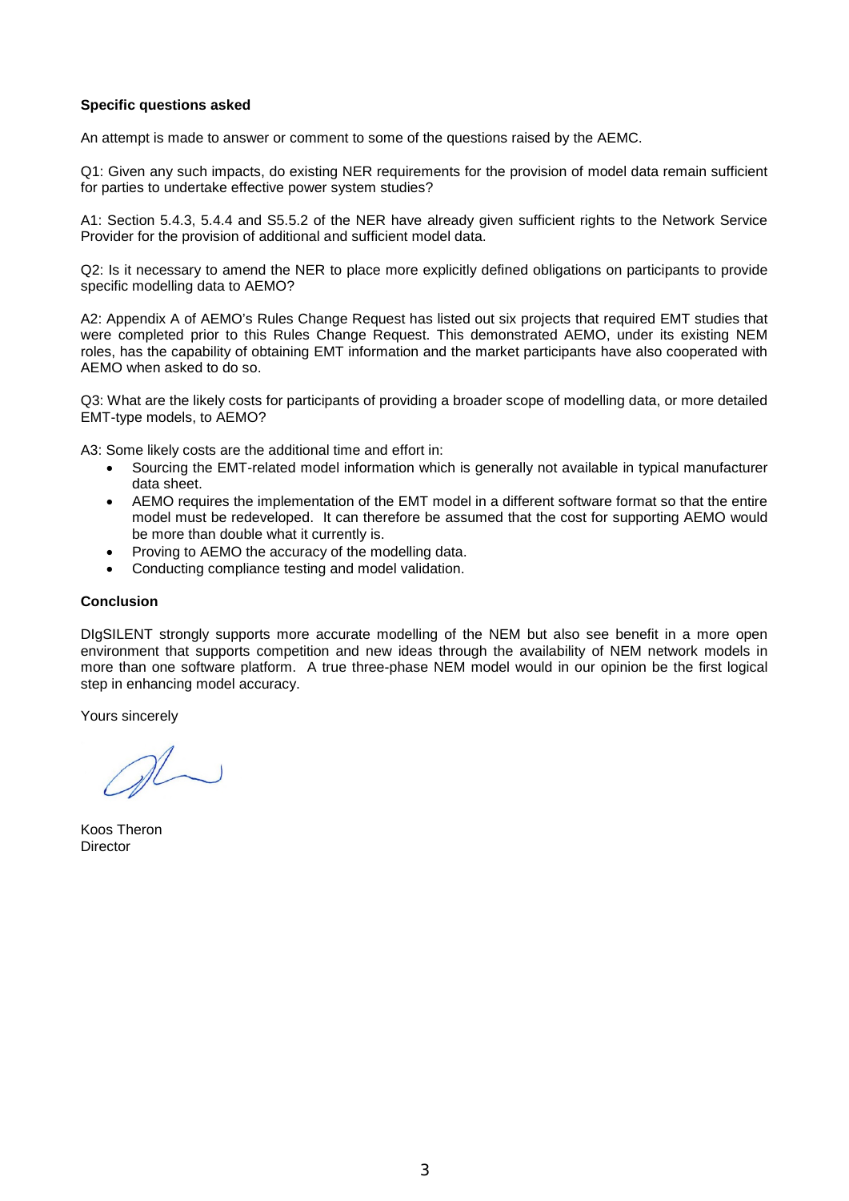**Specific questions asked**

An attempt is made to answer or comment to some of the questions raised by the AEMC.

Q1: Given any such impacts, do existing NER requirements for the provision of model data remain sufficient for parties to undertake effective power system studies?

A1: Section 5.4.3, 5.4.4 and S5.5.2 of the NER have already given sufficient rights to the Network Service Provider for the provision of additional and sufficient model data.

Q2: Is it necessary to amend the NER to place more explicitly defined obligations on participants to provide specific modelling data to AEMO?

A2: Appendix A of AEMO's Rules Change Request has listed out six projects that required EMT studies that were completed prior to this Rules Change Request. This demonstrated AEMO, under its existing NEM roles, has the capability of obtaining EMT information and the market participants have also cooperated with AEMO when asked to do so.

Q3: What are the likely costs for participants of providing a broader scope of modelling data, or more detailed EMT-type models, to AEMO?

A3: Some likely costs are the additional time and effort in:

- Sourcing the EMT-related model information which is generally not available in typical manufacturer data sheet.
- AEMO requires the implementation of the EMT model in a different software format so that the entire model must be redeveloped. It can therefore be assumed that the cost for supporting AEMO would be more than double what it currently is.
- Proving to AEMO the accuracy of the modelling data.
- Conducting compliance testing and model validation.

**Conclusion**

DIgSILENT strongly supports more accurate modelling of the NEM but also see benefit in a more open environment that supports competition and new ideas through the availability of NEM network models in more than one software platform. A true three-phase NEM model would in our opinion be the first logical step in enhancing model accuracy.

Yours sincerely

Koos Theron
Director